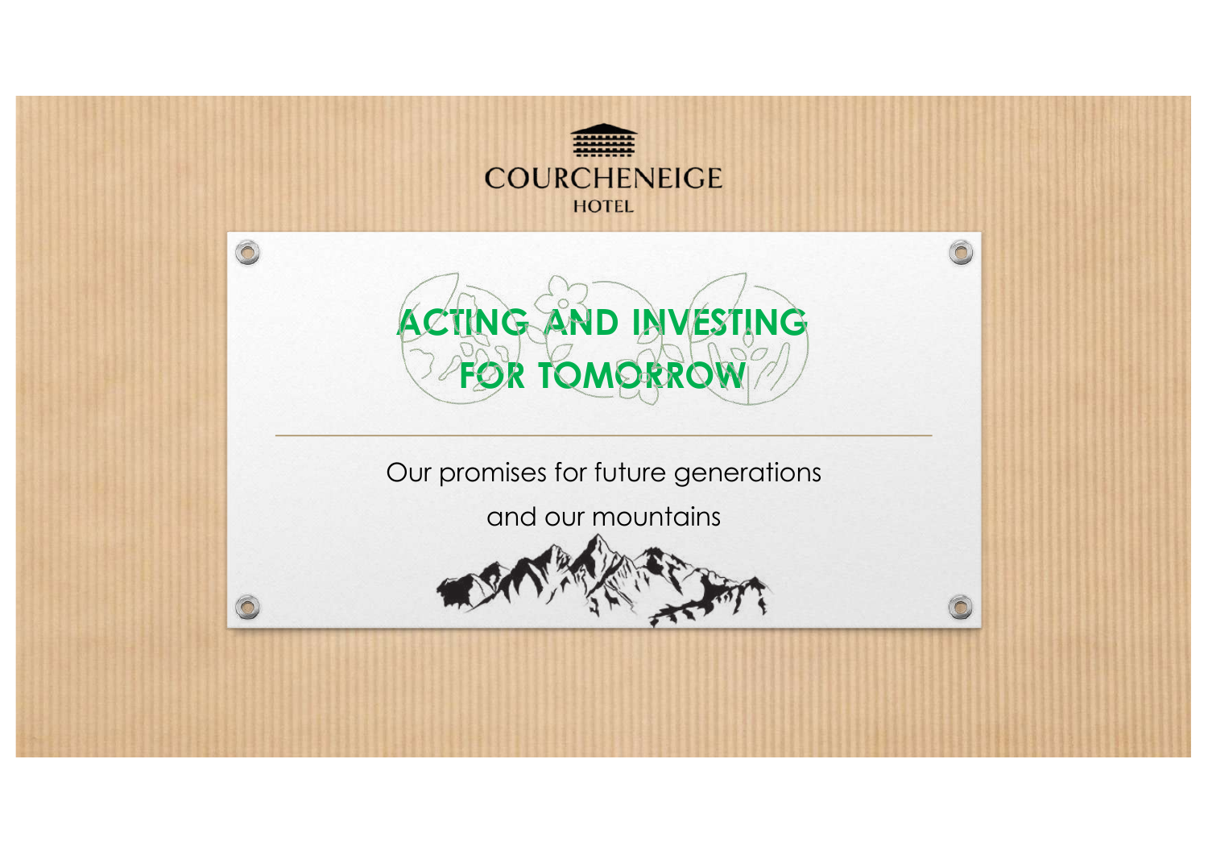COURCHENEIGE

HOTEL

# ACTING AND INVESTING FOR TOMORROW

Our promises for future generations

and our mountains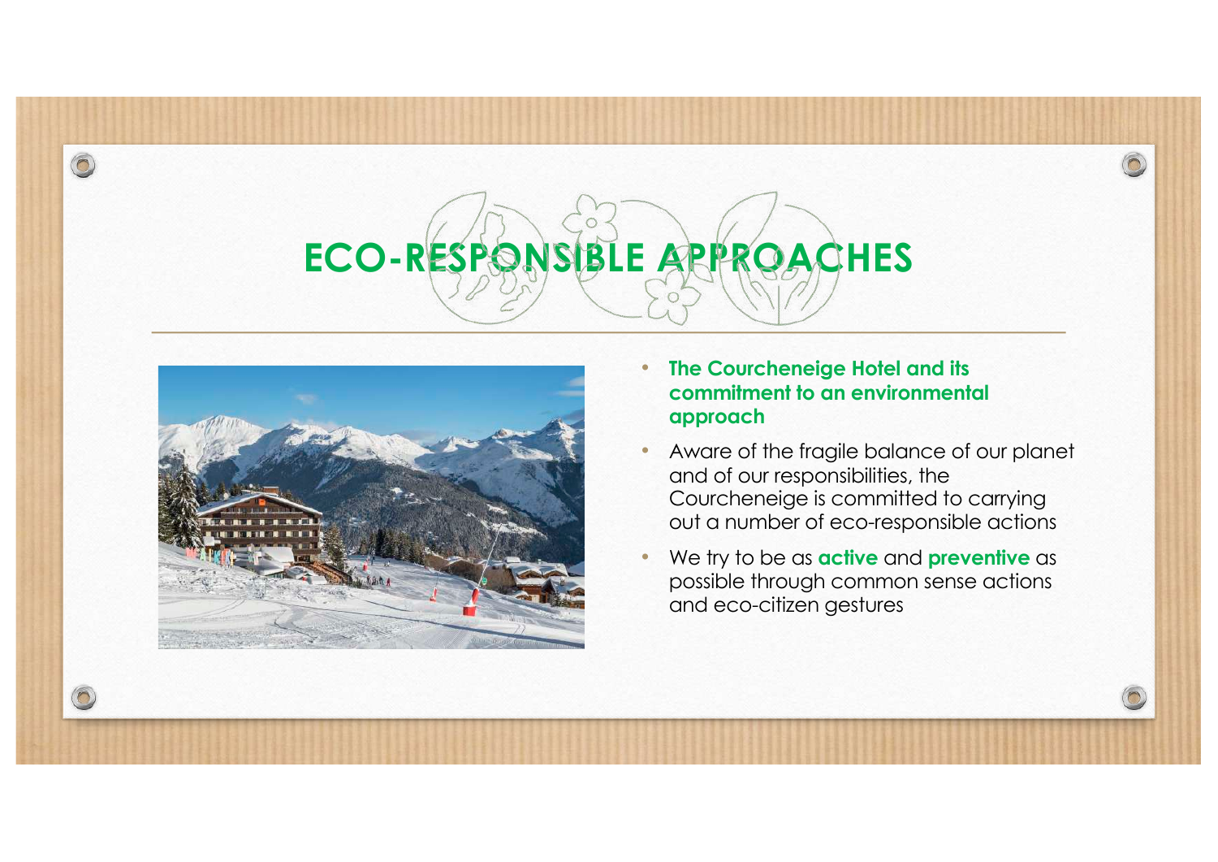# ECO-RESPONSIBLE APPROACHES

- **The Courcheneige Hotel and its commitment to an environmental approach**
- Aware of the fragile balance of our planet and of our responsibilities, the Courcheneige is committed to carrying out a number of eco-responsible actions
- We try to be as **active** and **preventive** as possible through common sense actions and eco-citizen gestures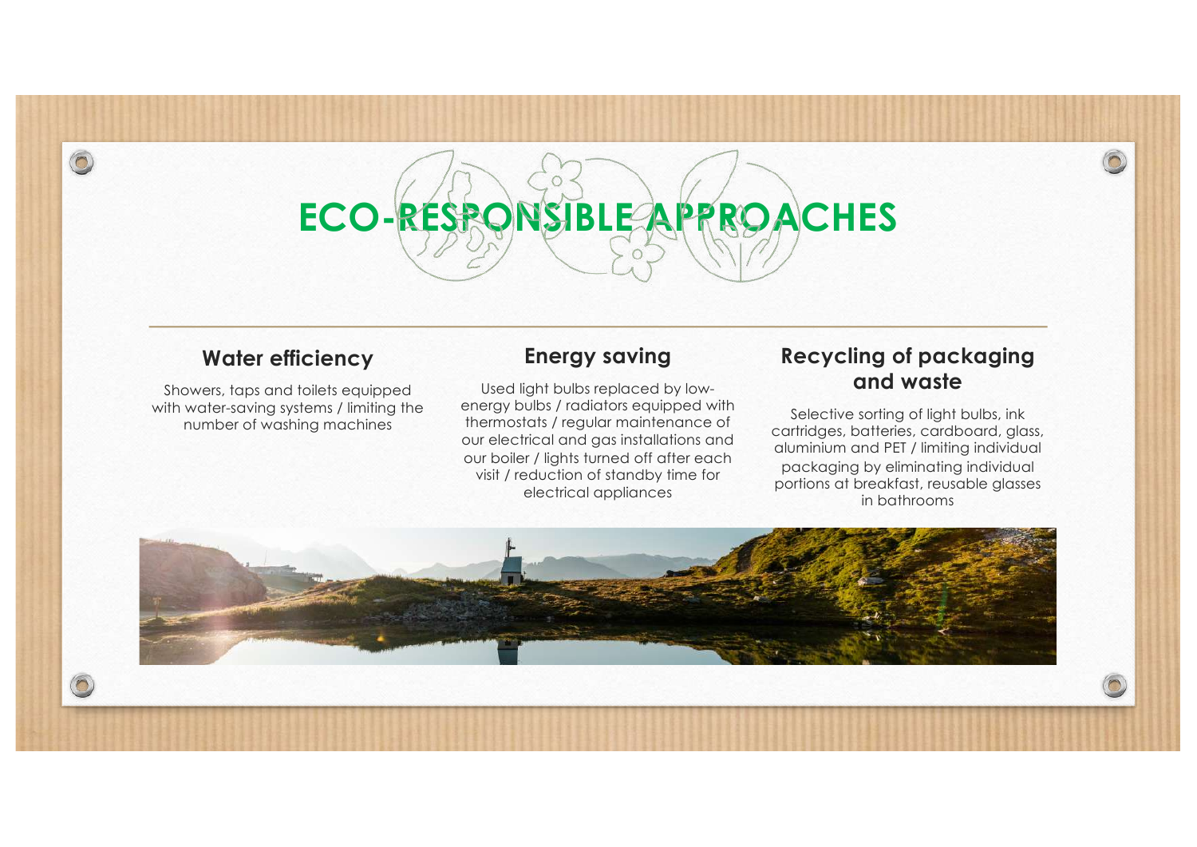# ECO-RESPONSIBLE APPROACHES

## Water efficiency

Showers, taps and toilets equipped with water-saving systems / limiting the number of washing machines

## Energy saving

Used light bulbs replaced by low-energy bulbs / radiators equipped with thermostats / regular maintenance of our electrical and gas installations and our boiler / lights turned off after each visit / reduction of standby time for electrical appliances

## Recycling of packaging and waste

Selective sorting of light bulbs, ink cartridges, batteries, cardboard, glass, aluminium and PET / limiting individual packaging by eliminating individual portions at breakfast, reusable glasses in bathrooms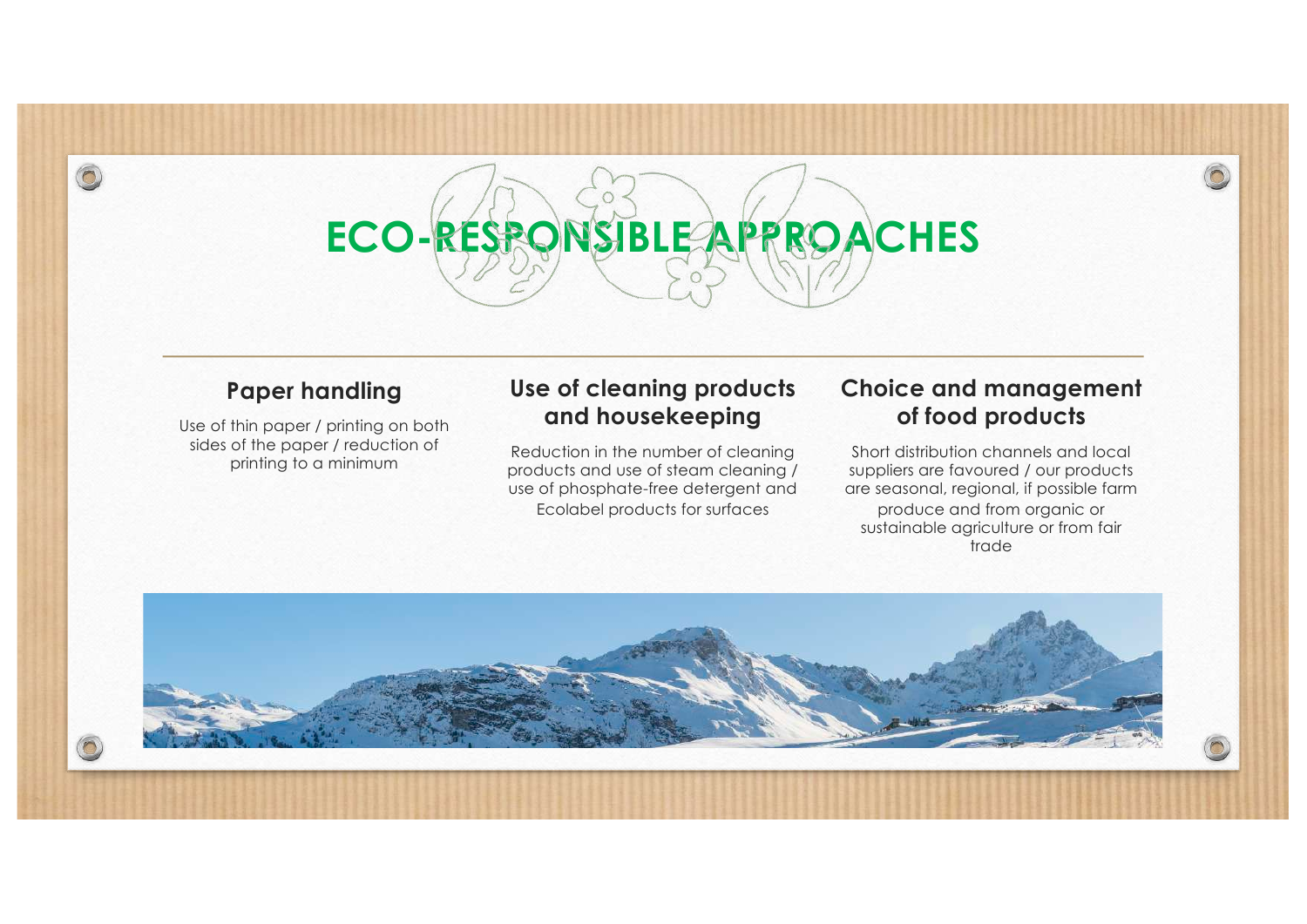# ECO-RESPONSIBLE APPROACHES

## Paper handling

Use of thin paper / printing on both sides of the paper / reduction of printing to a minimum

## Use of cleaning products and housekeeping

Reduction in the number of cleaning products and use of steam cleaning / use of phosphate-free detergent and Ecolabel products for surfaces

## Choice and management of food products

Short distribution channels and local suppliers are favoured / our products are seasonal, regional, if possible farm produce and from organic or sustainable agriculture or from fair trade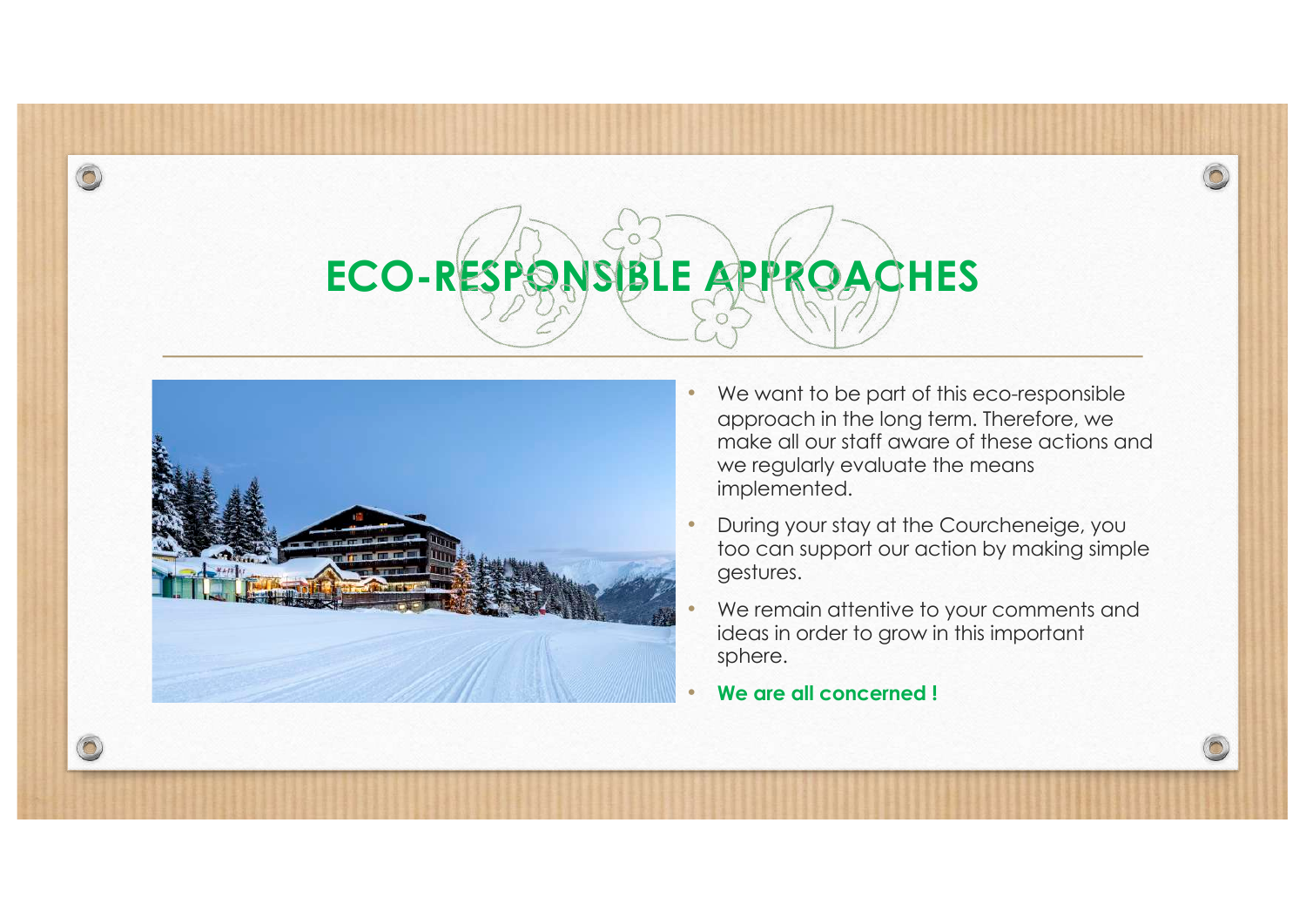# ECO-RESPONSIBLE APPROACHES

- We want to be part of this eco-responsible approach in the long term. Therefore, we make all our staff aware of these actions and we regularly evaluate the means implemented.
- During your stay at the Courcheneige, you too can support our action by making simple gestures.
- We remain attentive to your comments and ideas in order to grow in this important sphere.
- **We are all concerned !**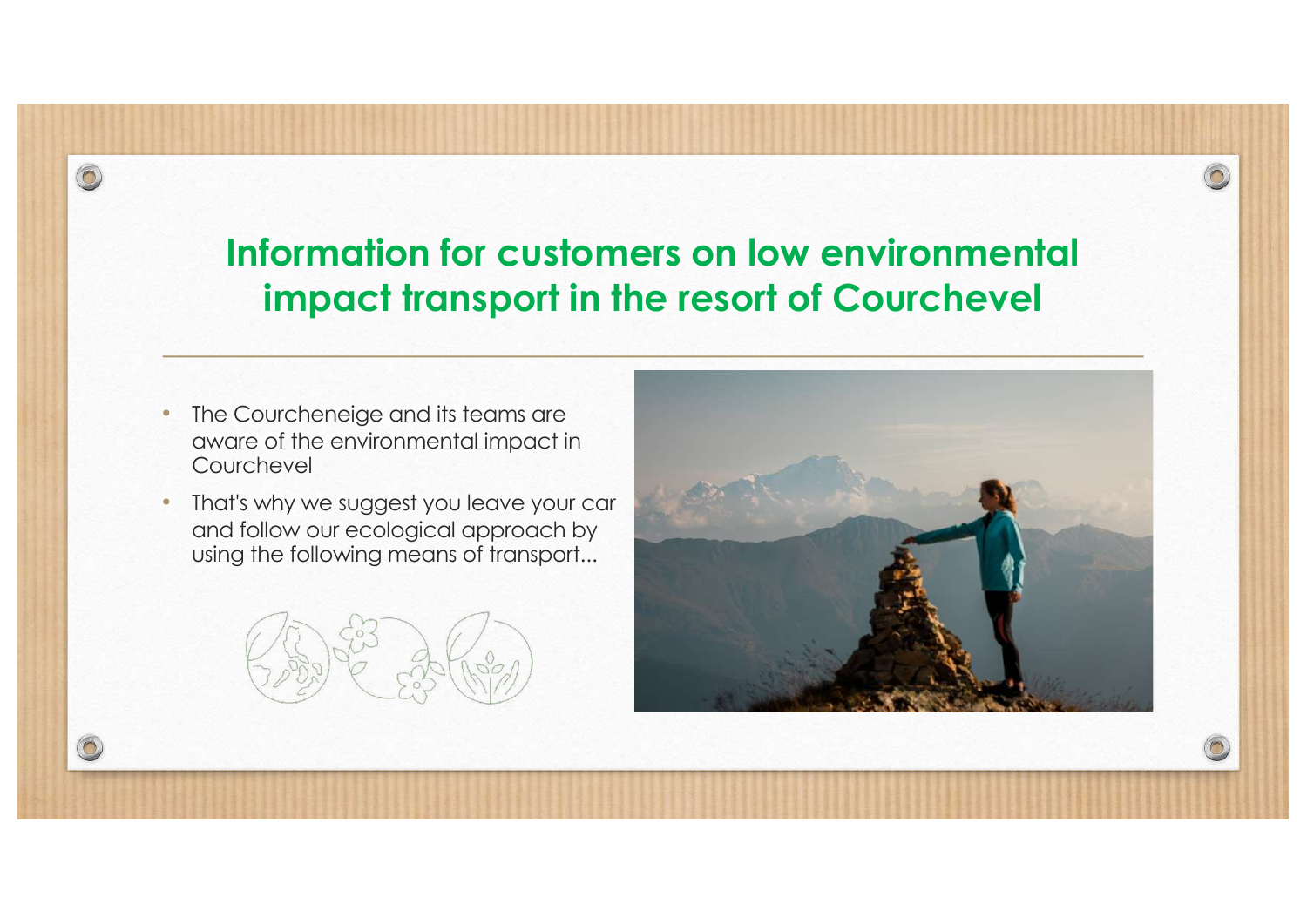# Information for customers on low environmental impact transport in the resort of Courchevel

- The Courcheneige and its teams are aware of the environmental impact in Courchevel
- That's why we suggest you leave your car and follow our ecological approach by using the following means of transport...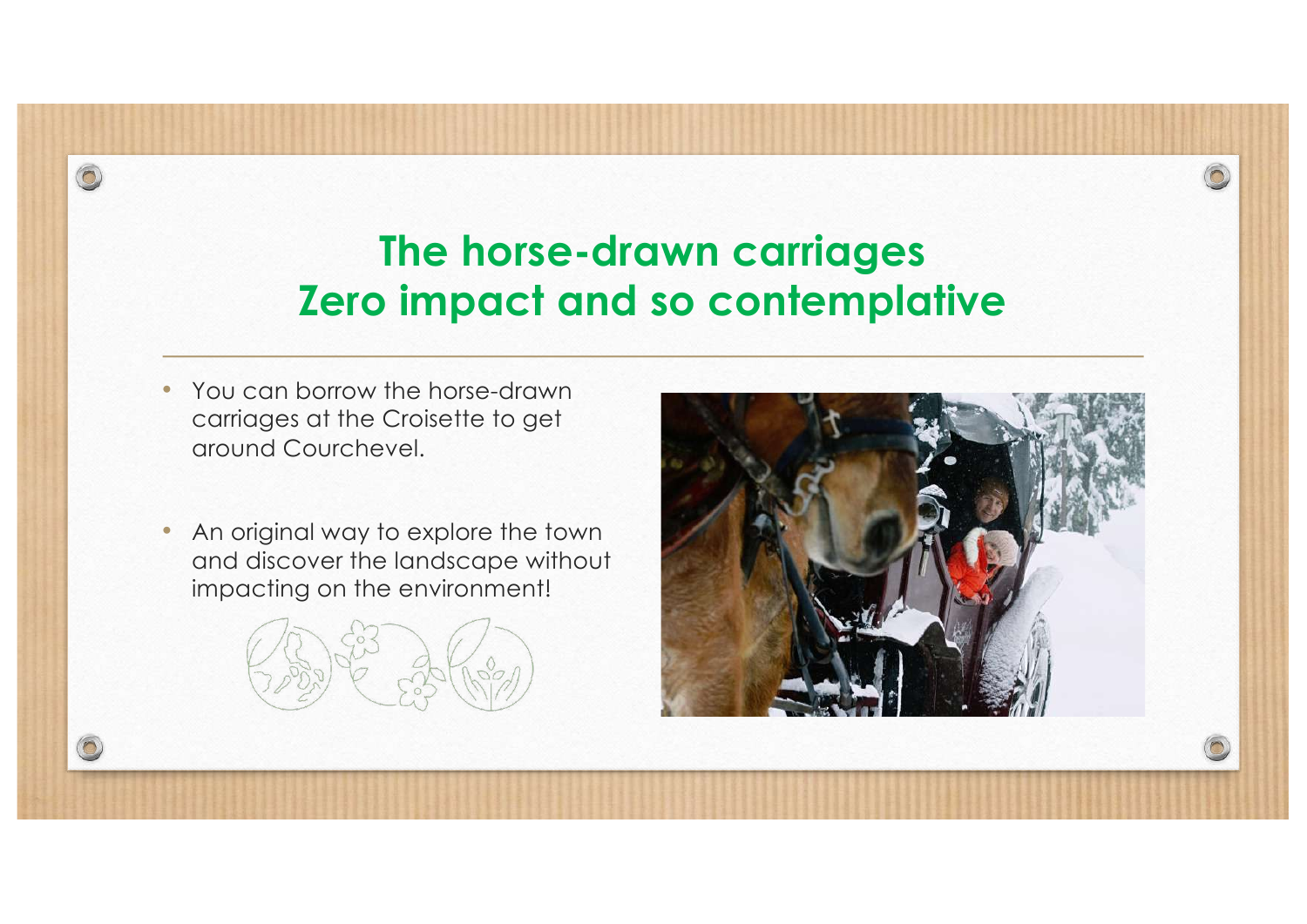# The horse-drawn carriages
# Zero impact and so contemplative

- You can borrow the horse-drawn carriages at the Croisette to get around Courchevel.

- An original way to explore the town and discover the landscape without impacting on the environment!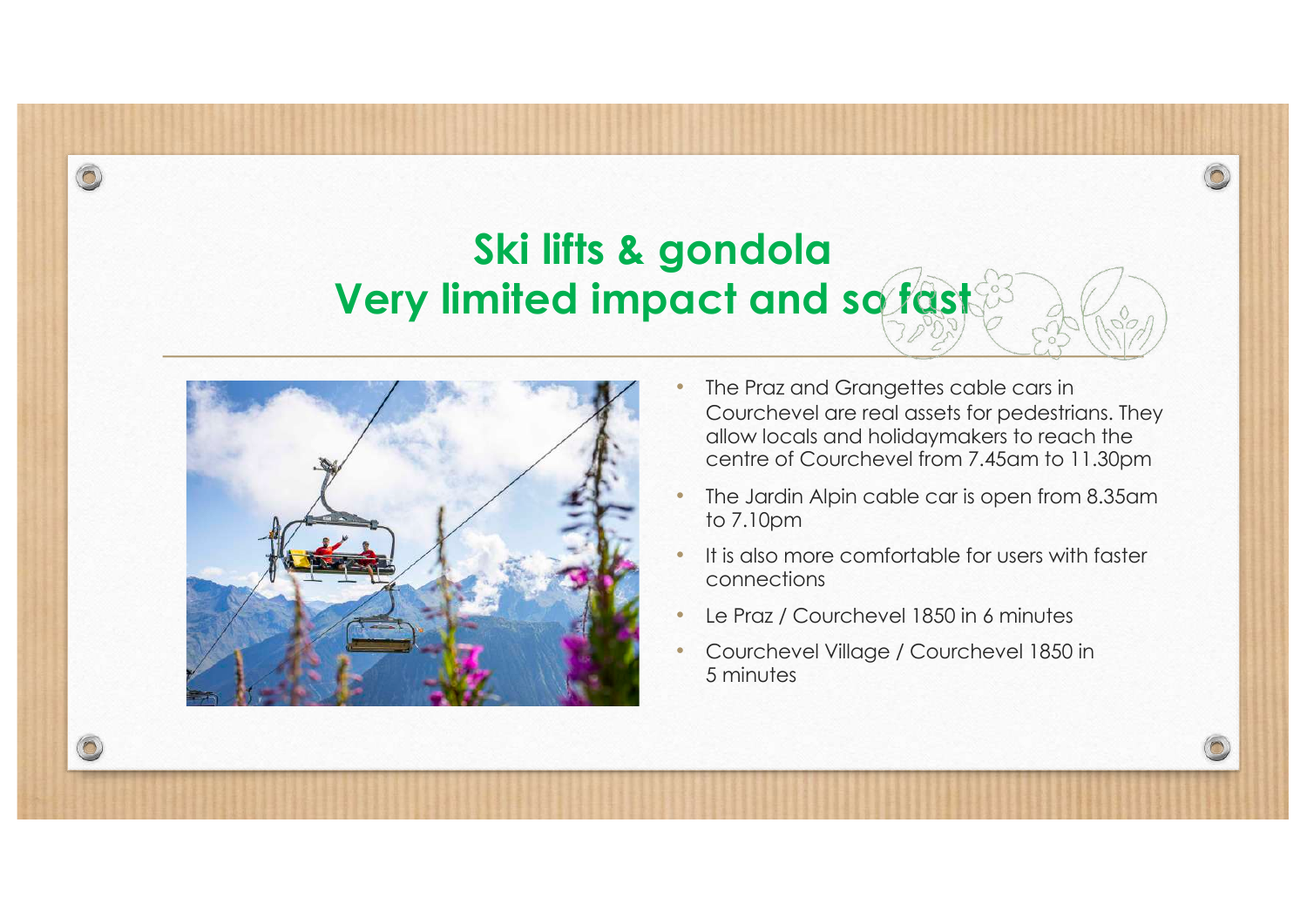# Ski lifts & gondola
# Very limited impact and so fast

- The Praz and Grangettes cable cars in Courchevel are real assets for pedestrians. They allow locals and holidaymakers to reach the centre of Courchevel from 7.45am to 11.30pm
- The Jardin Alpin cable car is open from 8.35am to 7.10pm
- It is also more comfortable for users with faster connections
- Le Praz / Courchevel 1850 in 6 minutes
- Courchevel Village / Courchevel 1850 in 5 minutes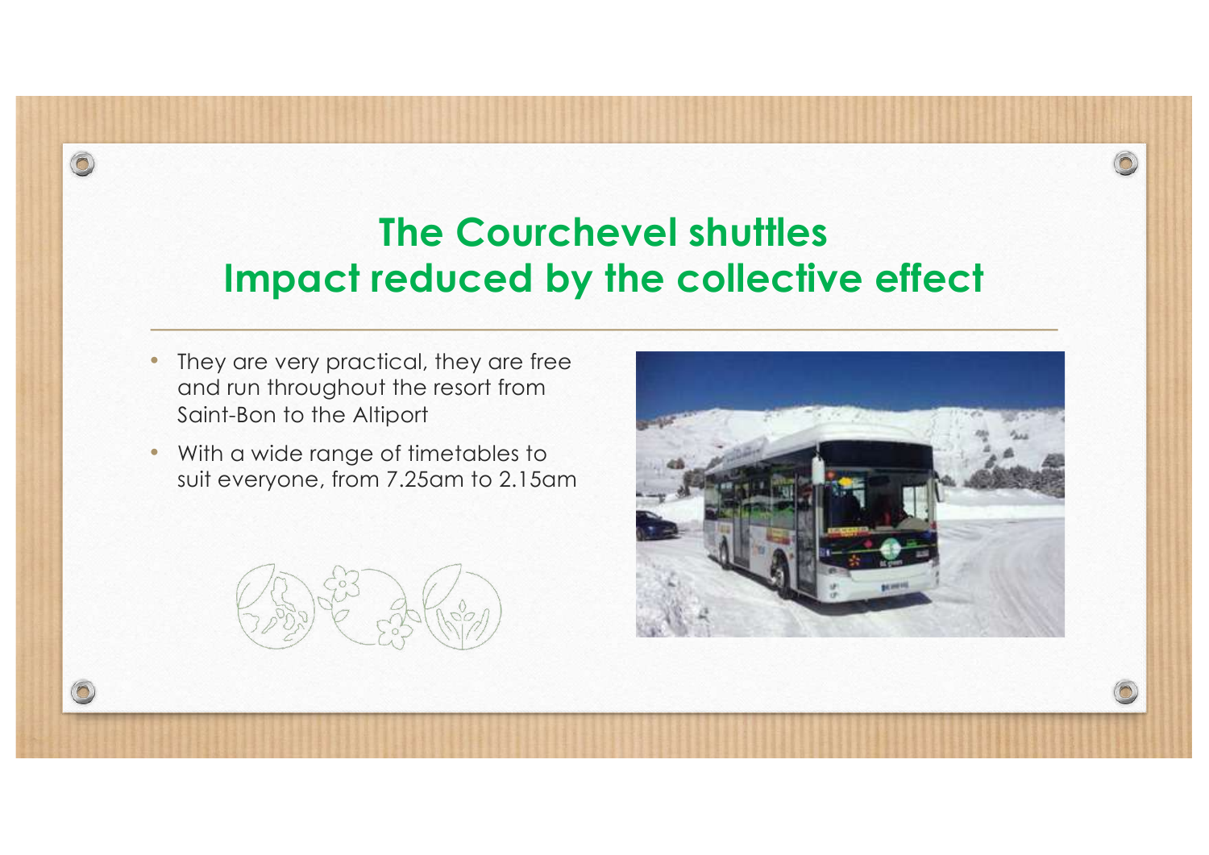# The Courchevel shuttles
# Impact reduced by the collective effect

- They are very practical, they are free and run throughout the resort from Saint-Bon to the Altiport
- With a wide range of timetables to suit everyone, from 7.25am to 2.15am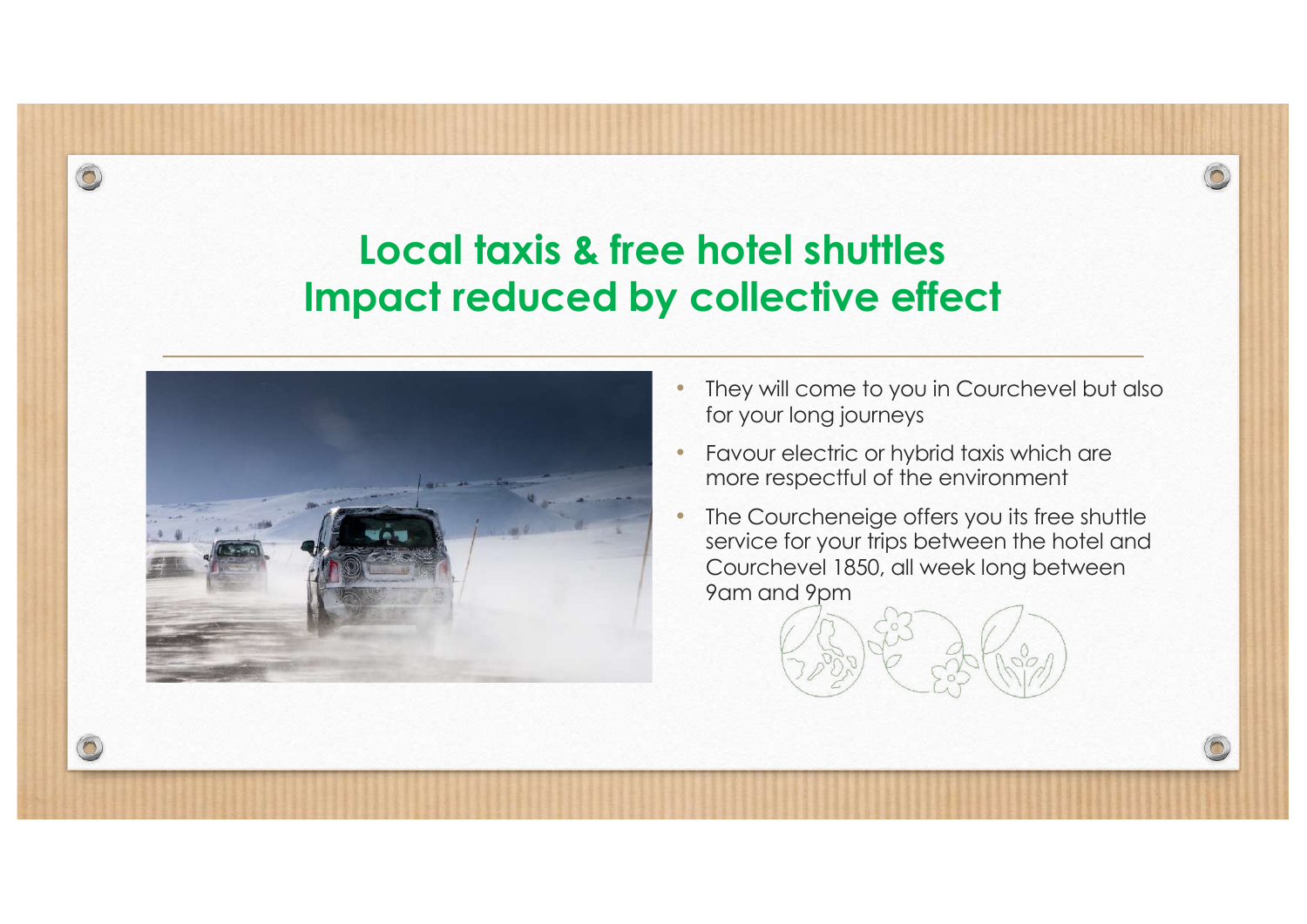# Local taxis & free hotel shuttles
# Impact reduced by collective effect

- They will come to you in Courchevel but also for your long journeys
- Favour electric or hybrid taxis which are more respectful of the environment
- The Courcheneige offers you its free shuttle service for your trips between the hotel and Courchevel 1850, all week long between 9am and 9pm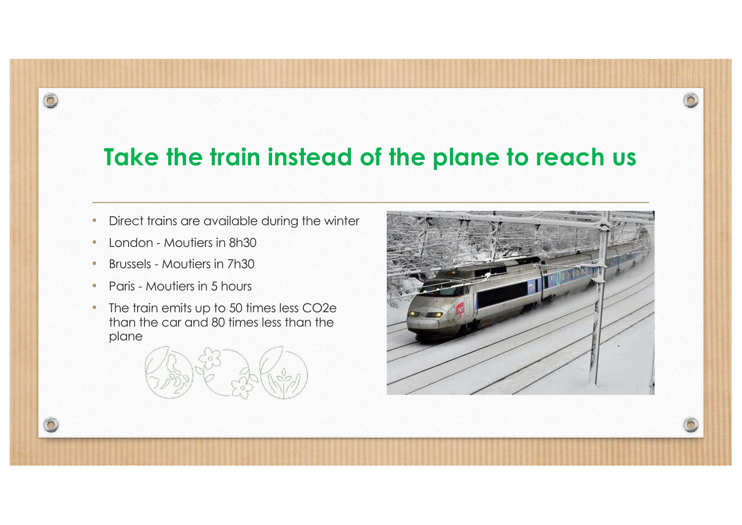# Take the train instead of the plane to reach us

- Direct trains are available during the winter
- London - Moutiers in 8h30
- Brussels - Moutiers in 7h30
- Paris - Moutiers in 5 hours
- The train emits up to 50 times less CO2e than the car and 80 times less than the plane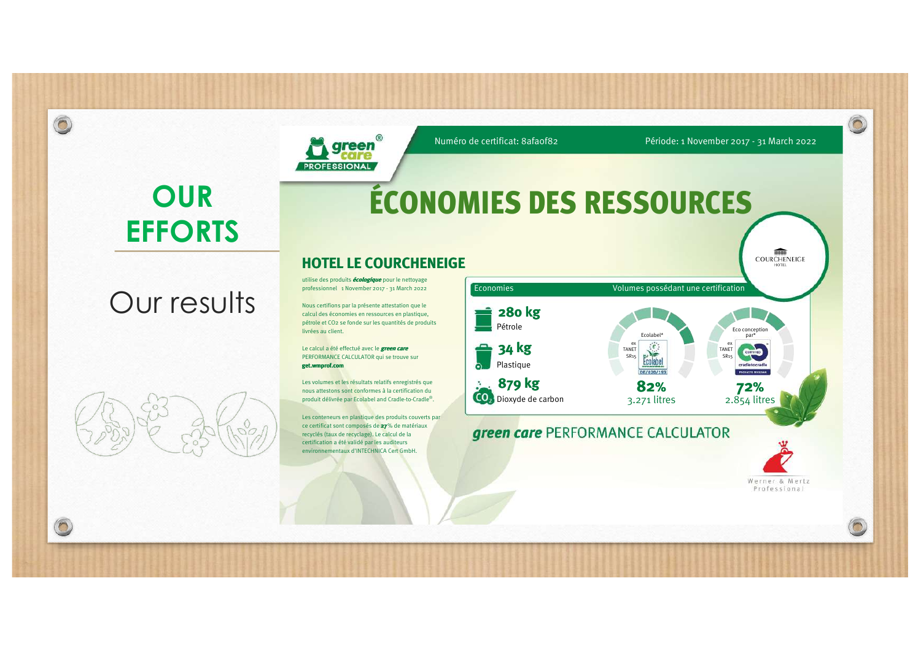# OUR EFFORTS

## Our results

Numéro de certificat: 8afaof82

Période: 1 November 2017 - 31 March 2022

# ÉCONOMIES DES RESSOURCES

## HOTEL LE COURCHENEIGE

utilise des produits ***écologique*** pour le nettoyage professionnel 1 November 2017 - 31 March 2022

Nous certifions par la présente attestation que le calcul des économies en ressources en plastique, pétrole et CO2 se fonde sur les quantités de produits livrées au client.

Le calcul a été effectué avec le ***green care*** PERFORMANCE CALCULATOR qui se trouve sur **get.wmprof.com**

Les volumes et les résultats relatifs enregistrés que nous attestons sont conformes à la certification du produit délivrée par Ecolabel and Cradle-to-Cradle®.

Les conteneurs en plastique des produits couverts par ce certificat sont composés de **27**% de matériaux recyclés (taux de recyclage). Le calcul de la certification a été validé par les auditeurs environnementaux d'INTECHNICA Cert GmbH.

**Economies**

- **280 kg** Pétrole
- **34 kg** Plastique
- **879 kg** Dioxyde de carbon

**Volumes possédant une certification**

- Ecolabel* (ex TANET SR15): **82%** – 3.271 litres
- Eco conception par* (ex TANET SR15): **72%** – 2.854 litres

***green care*** PERFORMANCE CALCULATOR

Werner & Mertz Professional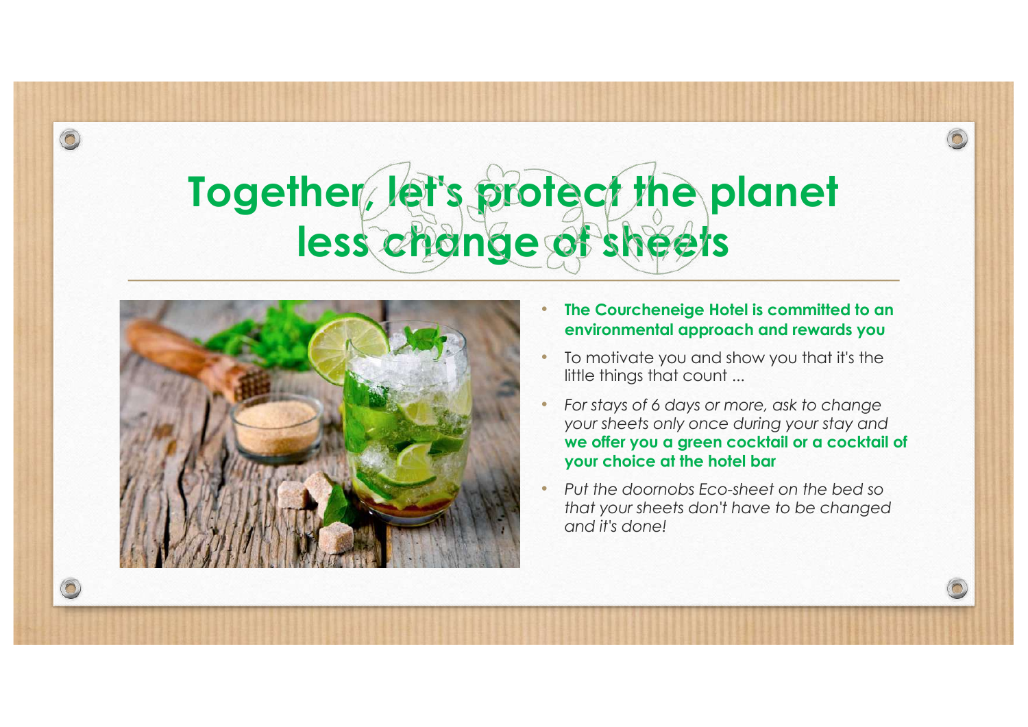# Together, let's protect the planet less change of sheets

- **The Courcheneige Hotel is committed to an environmental approach and rewards you**
- To motivate you and show you that it's the little things that count ...
- *For stays of 6 days or more, ask to change your sheets only once during your stay and* ***we offer you a green cocktail or a cocktail of your choice at the hotel bar***
- *Put the doornobs Eco-sheet on the bed so that your sheets don't have to be changed and it's done!*